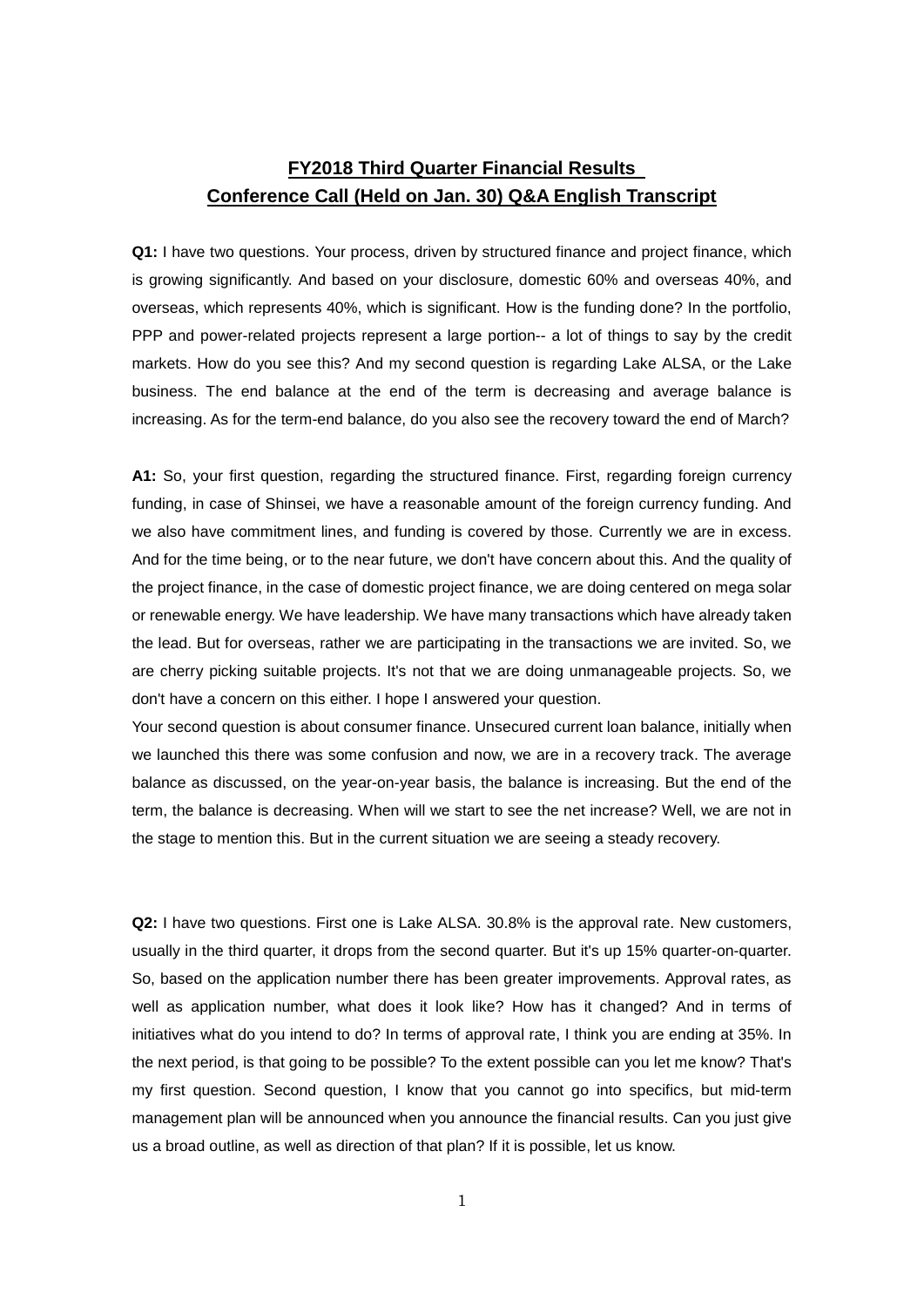# FY2018 Third Quarter Financial Results Conference Call (Held on Jan. 30) Q&A English Transcript

**Q1:** I have two questions. Your process, driven by structured finance and project finance, which is growing significantly. And based on your disclosure, domestic 60% and overseas 40%, and overseas, which represents 40%, which is significant. How is the funding done? In the portfolio, PPP and power-related projects represent a large portion-- a lot of things to say by the credit markets. How do you see this? And my second question is regarding Lake ALSA, or the Lake business. The end balance at the end of the term is decreasing and average balance is increasing. As for the term-end balance, do you also see the recovery toward the end of March?

**A1:** So, your first question, regarding the structured finance. First, regarding foreign currency funding, in case of Shinsei, we have a reasonable amount of the foreign currency funding. And we also have commitment lines, and funding is covered by those. Currently we are in excess. And for the time being, or to the near future, we don't have concern about this. And the quality of the project finance, in the case of domestic project finance, we are doing centered on mega solar or renewable energy. We have leadership. We have many transactions which have already taken the lead. But for overseas, rather we are participating in the transactions we are invited. So, we are cherry picking suitable projects. It's not that we are doing unmanageable projects. So, we don't have a concern on this either. I hope I answered your question.

Your second question is about consumer finance. Unsecured current loan balance, initially when we launched this there was some confusion and now, we are in a recovery track. The average balance as discussed, on the year-on-year basis, the balance is increasing. But the end of the term, the balance is decreasing. When will we start to see the net increase? Well, we are not in the stage to mention this. But in the current situation we are seeing a steady recovery.

**Q2:** I have two questions. First one is Lake ALSA. 30.8% is the approval rate. New customers, usually in the third quarter, it drops from the second quarter. But it's up 15% quarter-on-quarter. So, based on the application number there has been greater improvements. Approval rates, as well as application number, what does it look like? How has it changed? And in terms of initiatives what do you intend to do? In terms of approval rate, I think you are ending at 35%. In the next period, is that going to be possible? To the extent possible can you let me know? That's my first question. Second question, I know that you cannot go into specifics, but mid-term management plan will be announced when you announce the financial results. Can you just give us a broad outline, as well as direction of that plan? If it is possible, let us know.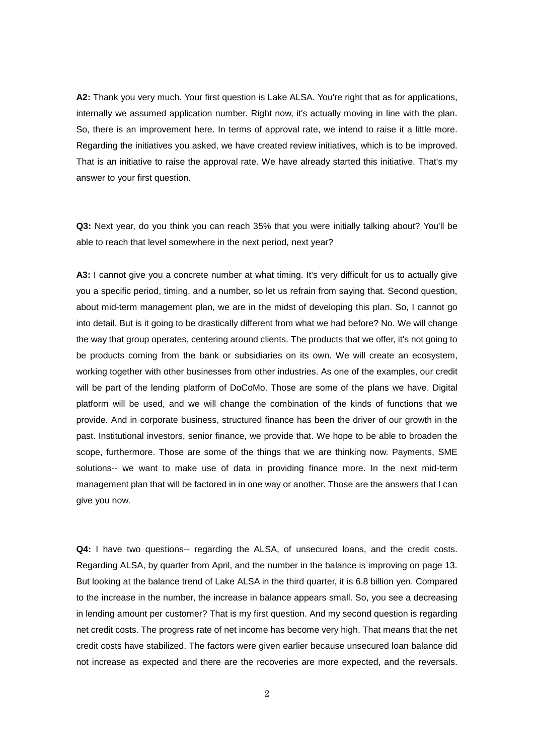**A2:** Thank you very much. Your first question is Lake ALSA. You're right that as for applications, internally we assumed application number. Right now, it's actually moving in line with the plan. So, there is an improvement here. In terms of approval rate, we intend to raise it a little more. Regarding the initiatives you asked, we have created review initiatives, which is to be improved. That is an initiative to raise the approval rate. We have already started this initiative. That's my answer to your first question.

**Q3:** Next year, do you think you can reach 35% that you were initially talking about? You'll be able to reach that level somewhere in the next period, next year?

**A3:** I cannot give you a concrete number at what timing. It's very difficult for us to actually give you a specific period, timing, and a number, so let us refrain from saying that. Second question, about mid-term management plan, we are in the midst of developing this plan. So, I cannot go into detail. But is it going to be drastically different from what we had before? No. We will change the way that group operates, centering around clients. The products that we offer, it's not going to be products coming from the bank or subsidiaries on its own. We will create an ecosystem, working together with other businesses from other industries. As one of the examples, our credit will be part of the lending platform of DoCoMo. Those are some of the plans we have. Digital platform will be used, and we will change the combination of the kinds of functions that we provide. And in corporate business, structured finance has been the driver of our growth in the past. Institutional investors, senior finance, we provide that. We hope to be able to broaden the scope, furthermore. Those are some of the things that we are thinking now. Payments, SME solutions-- we want to make use of data in providing finance more. In the next mid-term management plan that will be factored in in one way or another. Those are the answers that I can give you now.

**Q4:** I have two questions-- regarding the ALSA, of unsecured loans, and the credit costs. Regarding ALSA, by quarter from April, and the number in the balance is improving on page 13. But looking at the balance trend of Lake ALSA in the third quarter, it is 6.8 billion yen. Compared to the increase in the number, the increase in balance appears small. So, you see a decreasing in lending amount per customer? That is my first question. And my second question is regarding net credit costs. The progress rate of net income has become very high. That means that the net credit costs have stabilized. The factors were given earlier because unsecured loan balance did not increase as expected and there are the recoveries are more expected, and the reversals.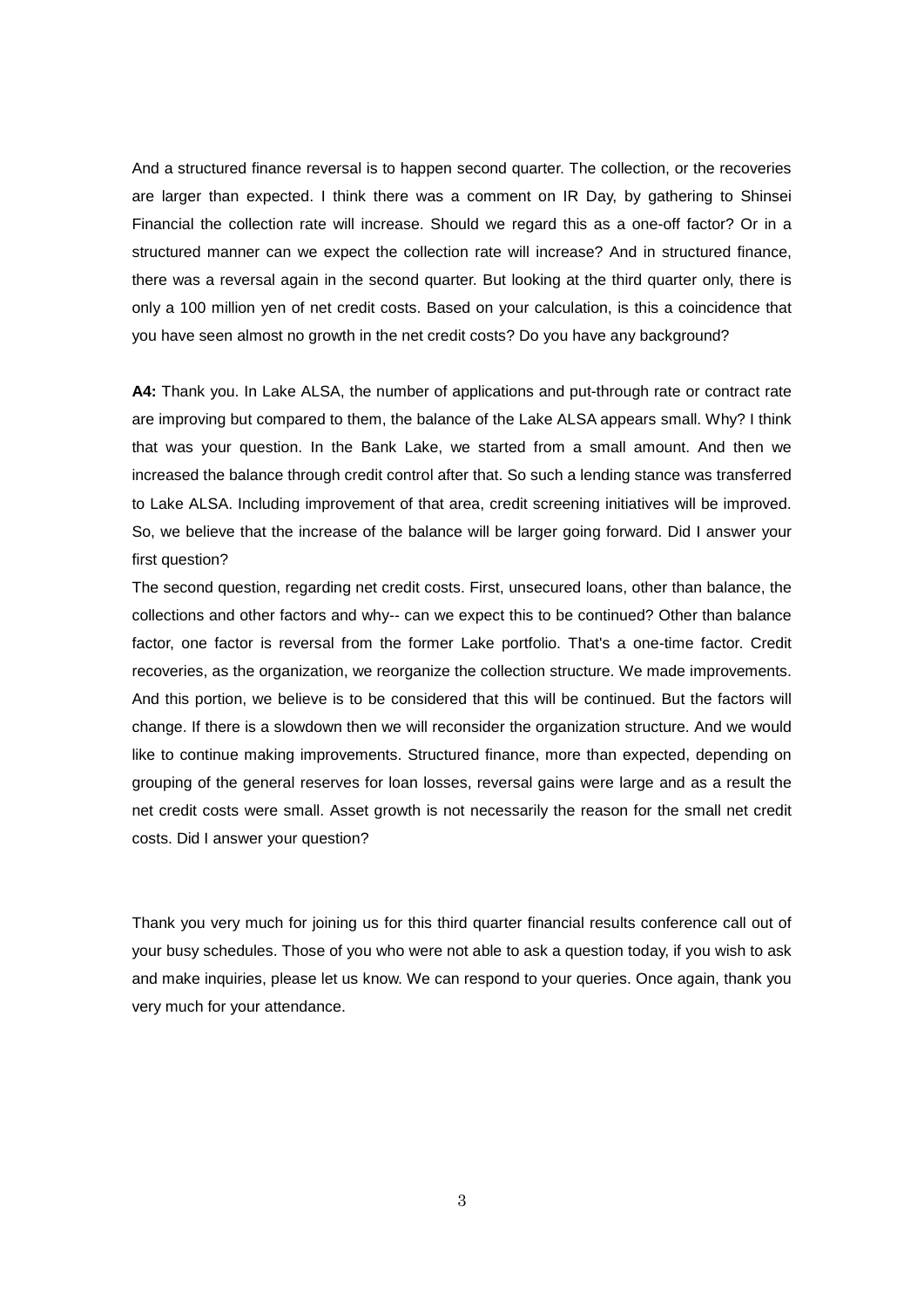And a structured finance reversal is to happen second quarter. The collection, or the recoveries are larger than expected. I think there was a comment on IR Day, by gathering to Shinsei Financial the collection rate will increase. Should we regard this as a one-off factor? Or in a structured manner can we expect the collection rate will increase? And in structured finance, there was a reversal again in the second quarter. But looking at the third quarter only, there is only a 100 million yen of net credit costs. Based on your calculation, is this a coincidence that you have seen almost no growth in the net credit costs? Do you have any background?

**A4:** Thank you. In Lake ALSA, the number of applications and put-through rate or contract rate are improving but compared to them, the balance of the Lake ALSA appears small. Why? I think that was your question. In the Bank Lake, we started from a small amount. And then we increased the balance through credit control after that. So such a lending stance was transferred to Lake ALSA. Including improvement of that area, credit screening initiatives will be improved. So, we believe that the increase of the balance will be larger going forward. Did I answer your first question?

The second question, regarding net credit costs. First, unsecured loans, other than balance, the collections and other factors and why-- can we expect this to be continued? Other than balance factor, one factor is reversal from the former Lake portfolio. That's a one-time factor. Credit recoveries, as the organization, we reorganize the collection structure. We made improvements. And this portion, we believe is to be considered that this will be continued. But the factors will change. If there is a slowdown then we will reconsider the organization structure. And we would like to continue making improvements. Structured finance, more than expected, depending on grouping of the general reserves for loan losses, reversal gains were large and as a result the net credit costs were small. Asset growth is not necessarily the reason for the small net credit costs. Did I answer your question?

Thank you very much for joining us for this third quarter financial results conference call out of your busy schedules. Those of you who were not able to ask a question today, if you wish to ask and make inquiries, please let us know. We can respond to your queries. Once again, thank you very much for your attendance.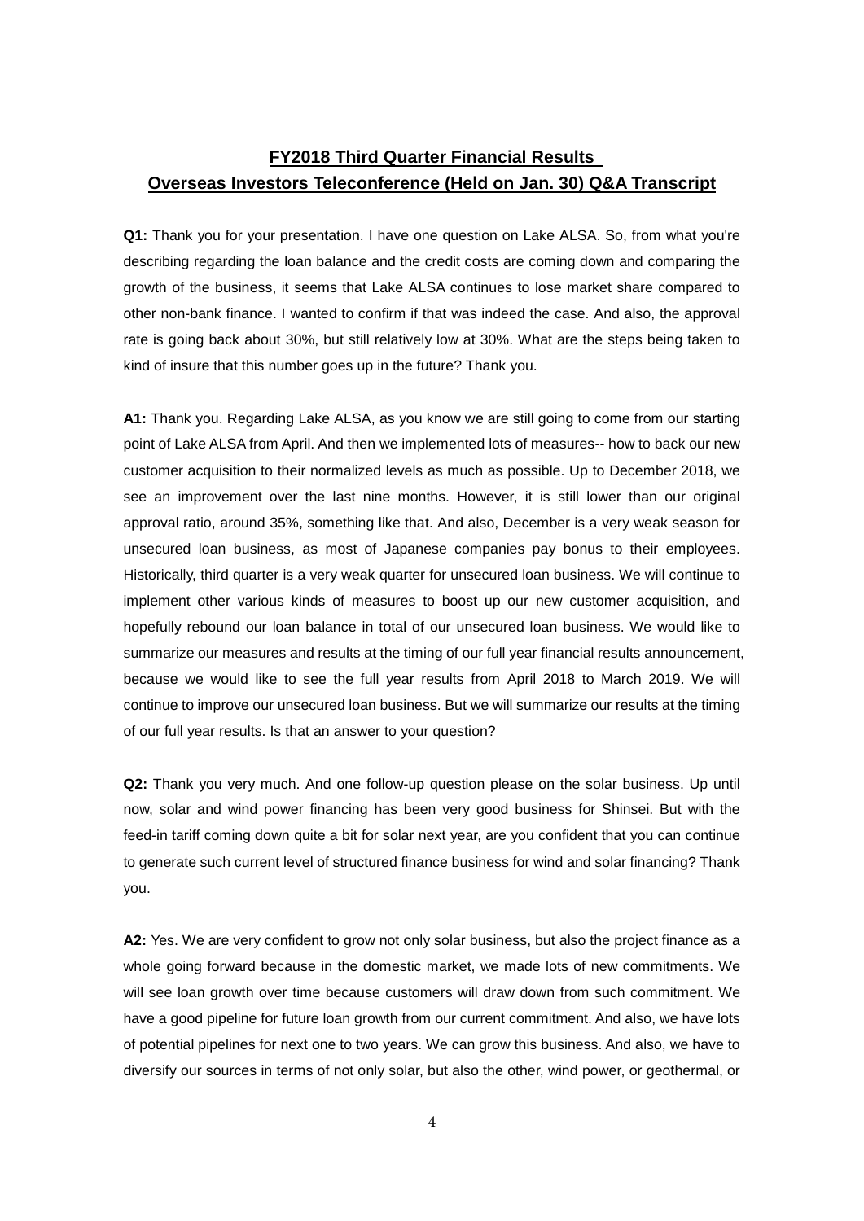## FY2018 Third Quarter Financial Results
## Overseas Investors Teleconference (Held on Jan. 30) Q&A Transcript

**Q1:** Thank you for your presentation. I have one question on Lake ALSA. So, from what you're describing regarding the loan balance and the credit costs are coming down and comparing the growth of the business, it seems that Lake ALSA continues to lose market share compared to other non-bank finance. I wanted to confirm if that was indeed the case. And also, the approval rate is going back about 30%, but still relatively low at 30%. What are the steps being taken to kind of insure that this number goes up in the future? Thank you.

**A1:** Thank you. Regarding Lake ALSA, as you know we are still going to come from our starting point of Lake ALSA from April. And then we implemented lots of measures-- how to back our new customer acquisition to their normalized levels as much as possible. Up to December 2018, we see an improvement over the last nine months. However, it is still lower than our original approval ratio, around 35%, something like that. And also, December is a very weak season for unsecured loan business, as most of Japanese companies pay bonus to their employees. Historically, third quarter is a very weak quarter for unsecured loan business. We will continue to implement other various kinds of measures to boost up our new customer acquisition, and hopefully rebound our loan balance in total of our unsecured loan business. We would like to summarize our measures and results at the timing of our full year financial results announcement, because we would like to see the full year results from April 2018 to March 2019. We will continue to improve our unsecured loan business. But we will summarize our results at the timing of our full year results. Is that an answer to your question?

**Q2:** Thank you very much. And one follow-up question please on the solar business. Up until now, solar and wind power financing has been very good business for Shinsei. But with the feed-in tariff coming down quite a bit for solar next year, are you confident that you can continue to generate such current level of structured finance business for wind and solar financing? Thank you.

**A2:** Yes. We are very confident to grow not only solar business, but also the project finance as a whole going forward because in the domestic market, we made lots of new commitments. We will see loan growth over time because customers will draw down from such commitment. We have a good pipeline for future loan growth from our current commitment. And also, we have lots of potential pipelines for next one to two years. We can grow this business. And also, we have to diversify our sources in terms of not only solar, but also the other, wind power, or geothermal, or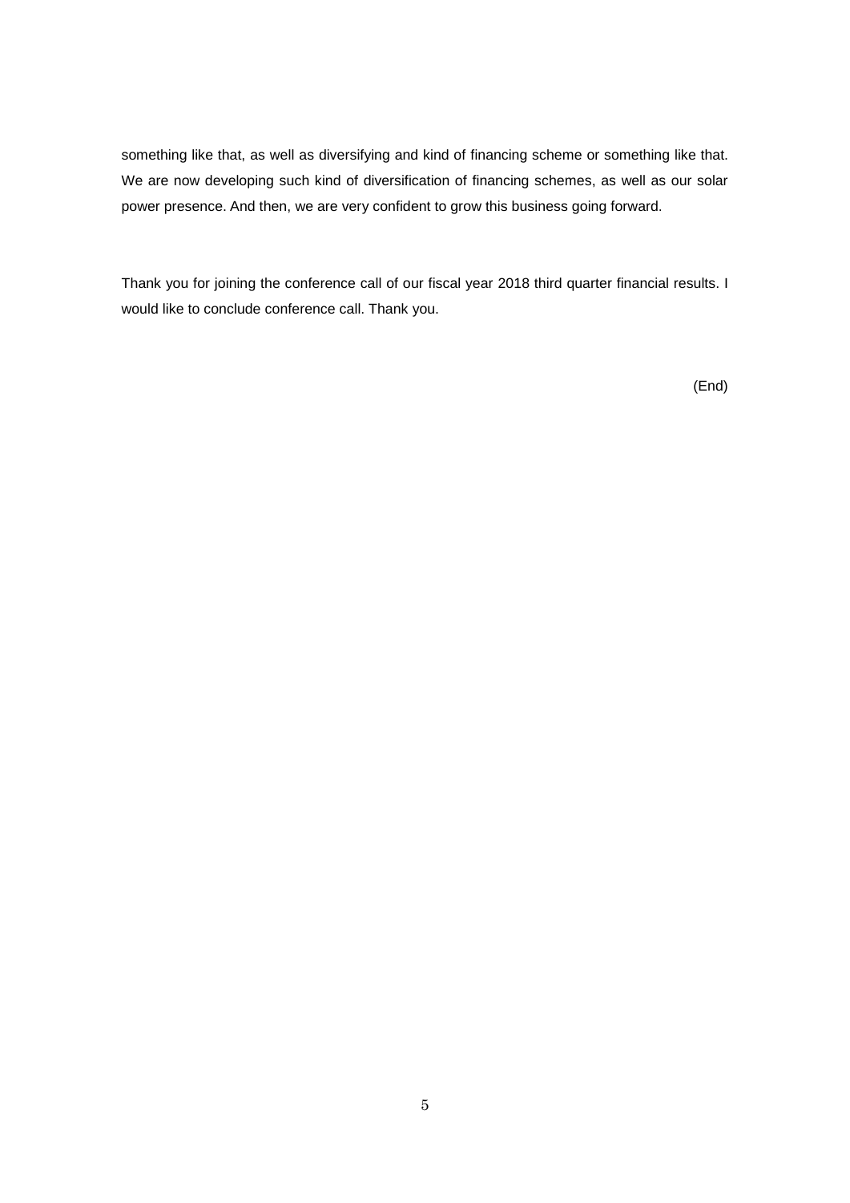something like that, as well as diversifying and kind of financing scheme or something like that. We are now developing such kind of diversification of financing schemes, as well as our solar power presence. And then, we are very confident to grow this business going forward.

Thank you for joining the conference call of our fiscal year 2018 third quarter financial results. I would like to conclude conference call. Thank you.

(End)